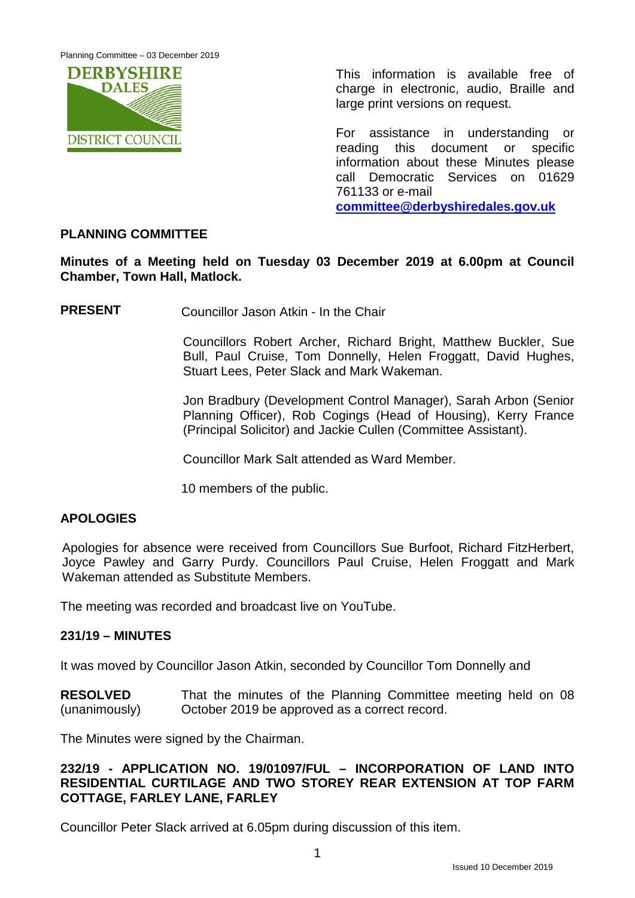This information is available free of charge in electronic, audio, Braille and large print versions on request.

For assistance in understanding or reading this document or specific information about these Minutes please call Democratic Services on 01629 761133 or e-mail **committee@derbyshiredales.gov.uk**

## PLANNING COMMITTEE

**Minutes of a Meeting held on Tuesday 03 December 2019 at 6.00pm at Council Chamber, Town Hall, Matlock.**

**PRESENT** Councillor Jason Atkin - In the Chair

Councillors Robert Archer, Richard Bright, Matthew Buckler, Sue Bull, Paul Cruise, Tom Donnelly, Helen Froggatt, David Hughes, Stuart Lees, Peter Slack and Mark Wakeman.

Jon Bradbury (Development Control Manager), Sarah Arbon (Senior Planning Officer), Rob Cogings (Head of Housing), Kerry France (Principal Solicitor) and Jackie Cullen (Committee Assistant).

Councillor Mark Salt attended as Ward Member.

10 members of the public.

## APOLOGIES

Apologies for absence were received from Councillors Sue Burfoot, Richard FitzHerbert, Joyce Pawley and Garry Purdy. Councillors Paul Cruise, Helen Froggatt and Mark Wakeman attended as Substitute Members.

The meeting was recorded and broadcast live on YouTube.

## 231/19 – MINUTES

It was moved by Councillor Jason Atkin, seconded by Councillor Tom Donnelly and

**RESOLVED** (unanimously) That the minutes of the Planning Committee meeting held on 08 October 2019 be approved as a correct record.

The Minutes were signed by the Chairman.

## 232/19 - APPLICATION NO. 19/01097/FUL – INCORPORATION OF LAND INTO RESIDENTIAL CURTILAGE AND TWO STOREY REAR EXTENSION AT TOP FARM COTTAGE, FARLEY LANE, FARLEY

Councillor Peter Slack arrived at 6.05pm during discussion of this item.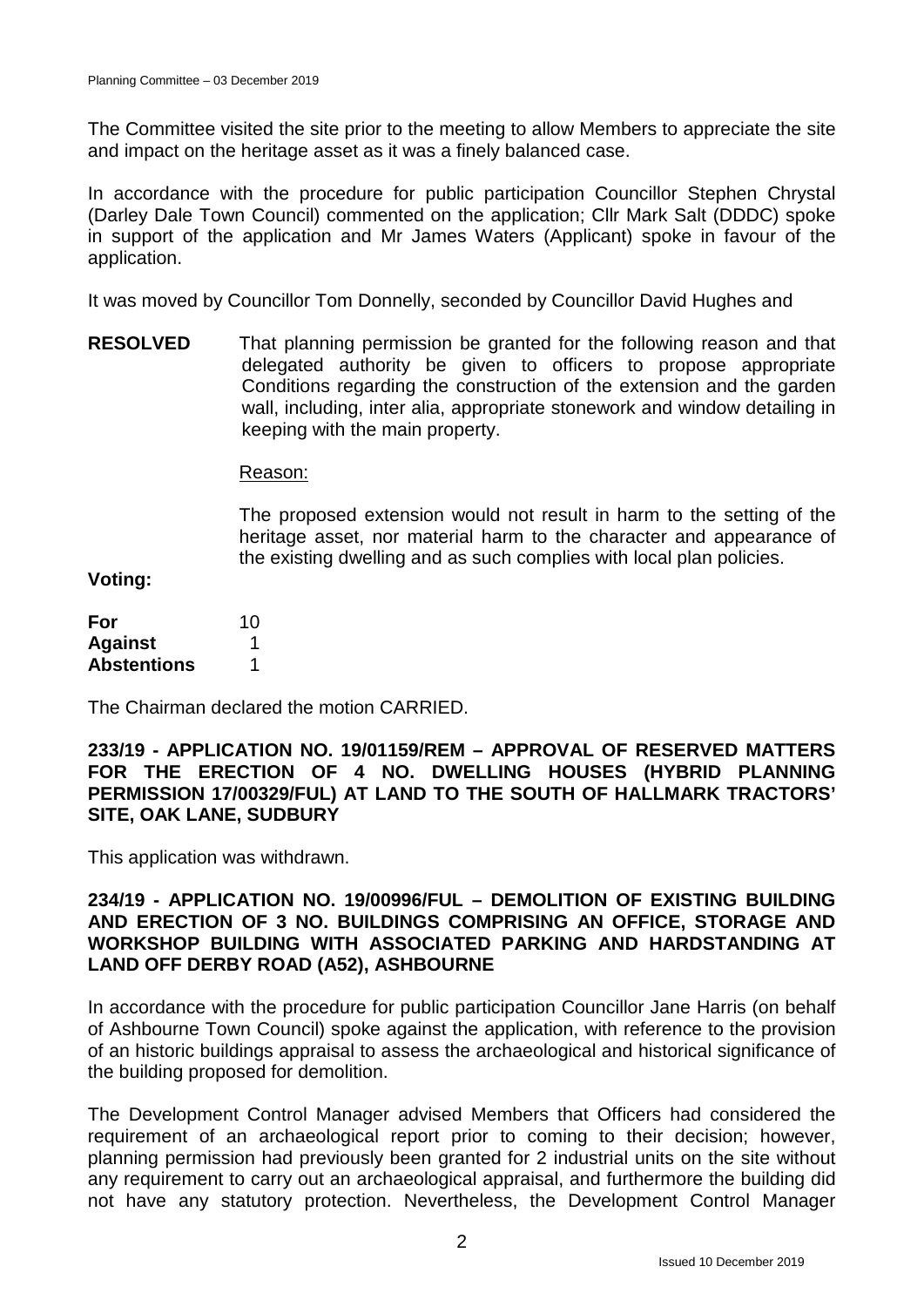The Committee visited the site prior to the meeting to allow Members to appreciate the site and impact on the heritage asset as it was a finely balanced case.

In accordance with the procedure for public participation Councillor Stephen Chrystal (Darley Dale Town Council) commented on the application; Cllr Mark Salt (DDDC) spoke in support of the application and Mr James Waters (Applicant) spoke in favour of the application.

It was moved by Councillor Tom Donnelly, seconded by Councillor David Hughes and

**RESOLVED** That planning permission be granted for the following reason and that delegated authority be given to officers to propose appropriate Conditions regarding the construction of the extension and the garden wall, including, inter alia, appropriate stonework and window detailing in keeping with the main property.

Reason:

The proposed extension would not result in harm to the setting of the heritage asset, nor material harm to the character and appearance of the existing dwelling and as such complies with local plan policies.

**Voting:**

| | |
|---|---|
| **For** | 10 |
| **Against** | 1 |
| **Abstentions** | 1 |

The Chairman declared the motion CARRIED.

**233/19 - APPLICATION NO. 19/01159/REM – APPROVAL OF RESERVED MATTERS FOR THE ERECTION OF 4 NO. DWELLING HOUSES (HYBRID PLANNING PERMISSION 17/00329/FUL) AT LAND TO THE SOUTH OF HALLMARK TRACTORS' SITE, OAK LANE, SUDBURY**

This application was withdrawn.

**234/19 - APPLICATION NO. 19/00996/FUL – DEMOLITION OF EXISTING BUILDING AND ERECTION OF 3 NO. BUILDINGS COMPRISING AN OFFICE, STORAGE AND WORKSHOP BUILDING WITH ASSOCIATED PARKING AND HARDSTANDING AT LAND OFF DERBY ROAD (A52), ASHBOURNE**

In accordance with the procedure for public participation Councillor Jane Harris (on behalf of Ashbourne Town Council) spoke against the application, with reference to the provision of an historic buildings appraisal to assess the archaeological and historical significance of the building proposed for demolition.

The Development Control Manager advised Members that Officers had considered the requirement of an archaeological report prior to coming to their decision; however, planning permission had previously been granted for 2 industrial units on the site without any requirement to carry out an archaeological appraisal, and furthermore the building did not have any statutory protection. Nevertheless, the Development Control Manager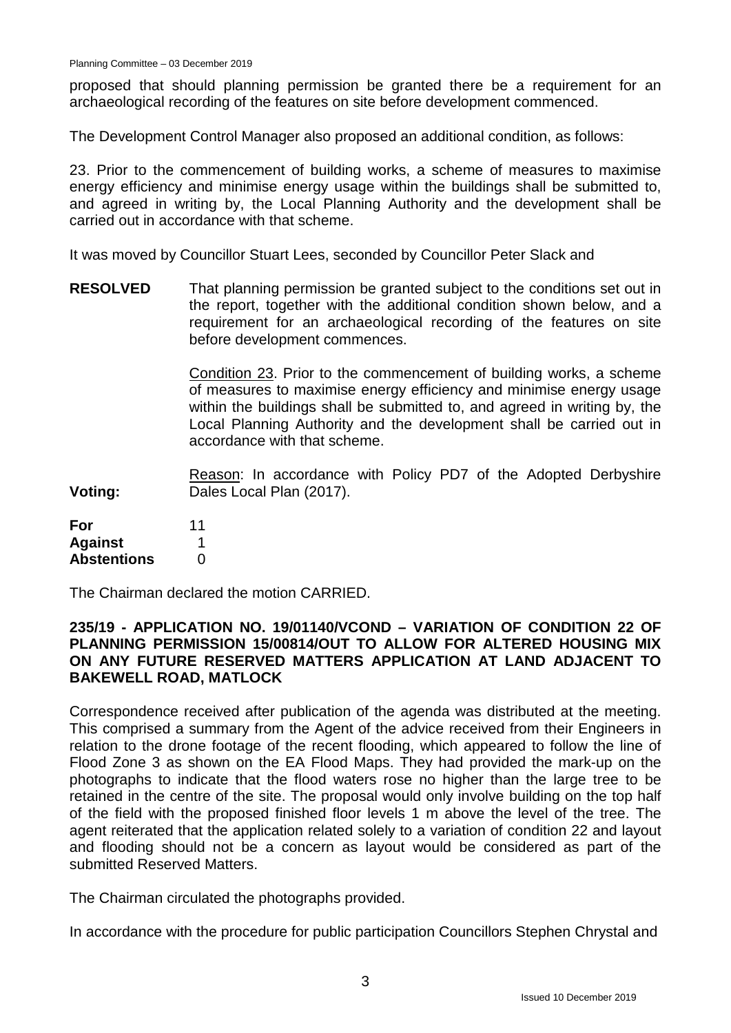proposed that should planning permission be granted there be a requirement for an archaeological recording of the features on site before development commenced.

The Development Control Manager also proposed an additional condition, as follows:

23. Prior to the commencement of building works, a scheme of measures to maximise energy efficiency and minimise energy usage within the buildings shall be submitted to, and agreed in writing by, the Local Planning Authority and the development shall be carried out in accordance with that scheme.

It was moved by Councillor Stuart Lees, seconded by Councillor Peter Slack and

**RESOLVED** That planning permission be granted subject to the conditions set out in the report, together with the additional condition shown below, and a requirement for an archaeological recording of the features on site before development commences.

Condition 23. Prior to the commencement of building works, a scheme of measures to maximise energy efficiency and minimise energy usage within the buildings shall be submitted to, and agreed in writing by, the Local Planning Authority and the development shall be carried out in accordance with that scheme.

Reason: In accordance with Policy PD7 of the Adopted Derbyshire Dales Local Plan (2017).

**Voting:**

| | |
|---|---|
| **For** | 11 |
| **Against** | 1 |
| **Abstentions** | 0 |

The Chairman declared the motion CARRIED.

**235/19 - APPLICATION NO. 19/01140/VCOND – VARIATION OF CONDITION 22 OF PLANNING PERMISSION 15/00814/OUT TO ALLOW FOR ALTERED HOUSING MIX ON ANY FUTURE RESERVED MATTERS APPLICATION AT LAND ADJACENT TO BAKEWELL ROAD, MATLOCK**

Correspondence received after publication of the agenda was distributed at the meeting. This comprised a summary from the Agent of the advice received from their Engineers in relation to the drone footage of the recent flooding, which appeared to follow the line of Flood Zone 3 as shown on the EA Flood Maps. They had provided the mark-up on the photographs to indicate that the flood waters rose no higher than the large tree to be retained in the centre of the site. The proposal would only involve building on the top half of the field with the proposed finished floor levels 1 m above the level of the tree. The agent reiterated that the application related solely to a variation of condition 22 and layout and flooding should not be a concern as layout would be considered as part of the submitted Reserved Matters.

The Chairman circulated the photographs provided.

In accordance with the procedure for public participation Councillors Stephen Chrystal and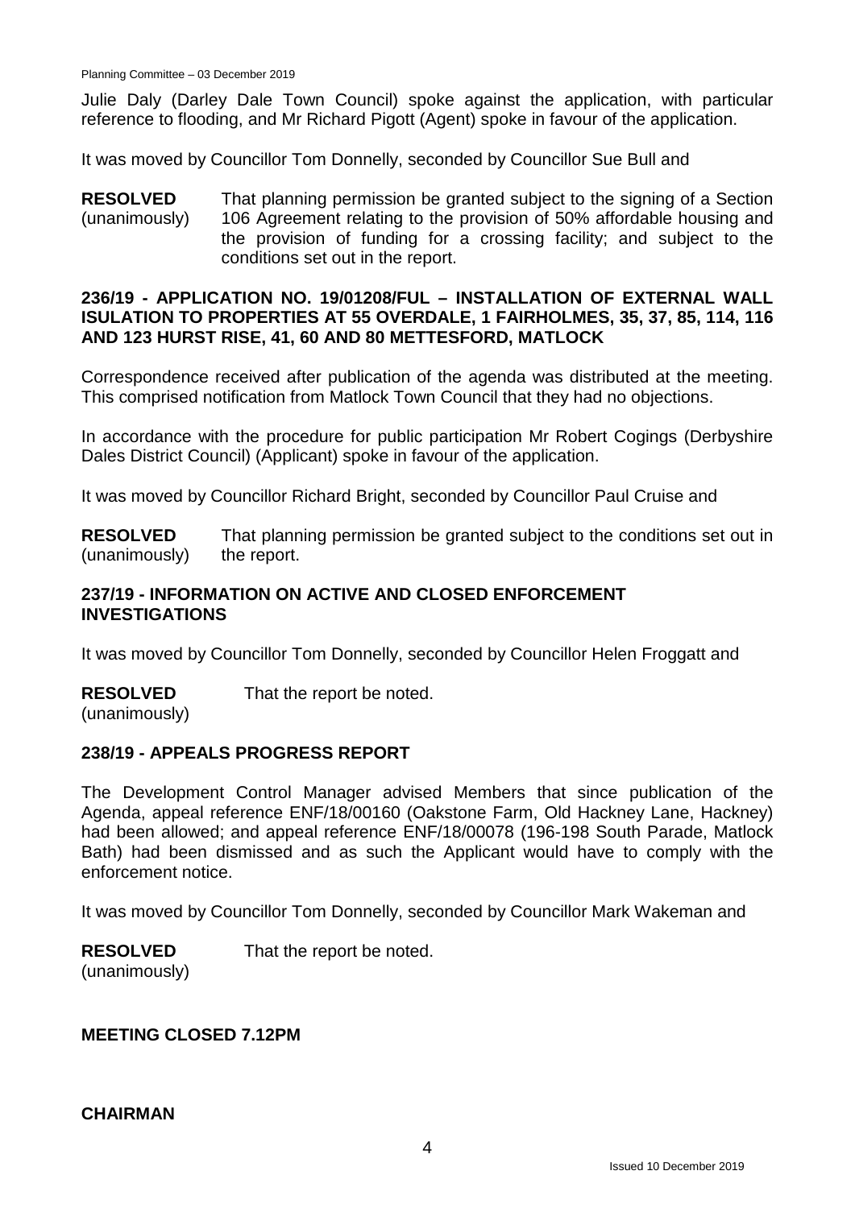Julie Daly (Darley Dale Town Council) spoke against the application, with particular reference to flooding, and Mr Richard Pigott (Agent) spoke in favour of the application.

It was moved by Councillor Tom Donnelly, seconded by Councillor Sue Bull and

**RESOLVED** (unanimously) That planning permission be granted subject to the signing of a Section 106 Agreement relating to the provision of 50% affordable housing and the provision of funding for a crossing facility; and subject to the conditions set out in the report.

### 236/19 - APPLICATION NO. 19/01208/FUL – INSTALLATION OF EXTERNAL WALL ISULATION TO PROPERTIES AT 55 OVERDALE, 1 FAIRHOLMES, 35, 37, 85, 114, 116 AND 123 HURST RISE, 41, 60 AND 80 METTESFORD, MATLOCK

Correspondence received after publication of the agenda was distributed at the meeting. This comprised notification from Matlock Town Council that they had no objections.

In accordance with the procedure for public participation Mr Robert Cogings (Derbyshire Dales District Council) (Applicant) spoke in favour of the application.

It was moved by Councillor Richard Bright, seconded by Councillor Paul Cruise and

**RESOLVED** (unanimously) That planning permission be granted subject to the conditions set out in the report.

### 237/19 - INFORMATION ON ACTIVE AND CLOSED ENFORCEMENT INVESTIGATIONS

It was moved by Councillor Tom Donnelly, seconded by Councillor Helen Froggatt and

**RESOLVED** (unanimously) That the report be noted.

### 238/19 - APPEALS PROGRESS REPORT

The Development Control Manager advised Members that since publication of the Agenda, appeal reference ENF/18/00160 (Oakstone Farm, Old Hackney Lane, Hackney) had been allowed; and appeal reference ENF/18/00078 (196-198 South Parade, Matlock Bath) had been dismissed and as such the Applicant would have to comply with the enforcement notice.

It was moved by Councillor Tom Donnelly, seconded by Councillor Mark Wakeman and

**RESOLVED** (unanimously) That the report be noted.

**MEETING CLOSED 7.12PM**

**CHAIRMAN**